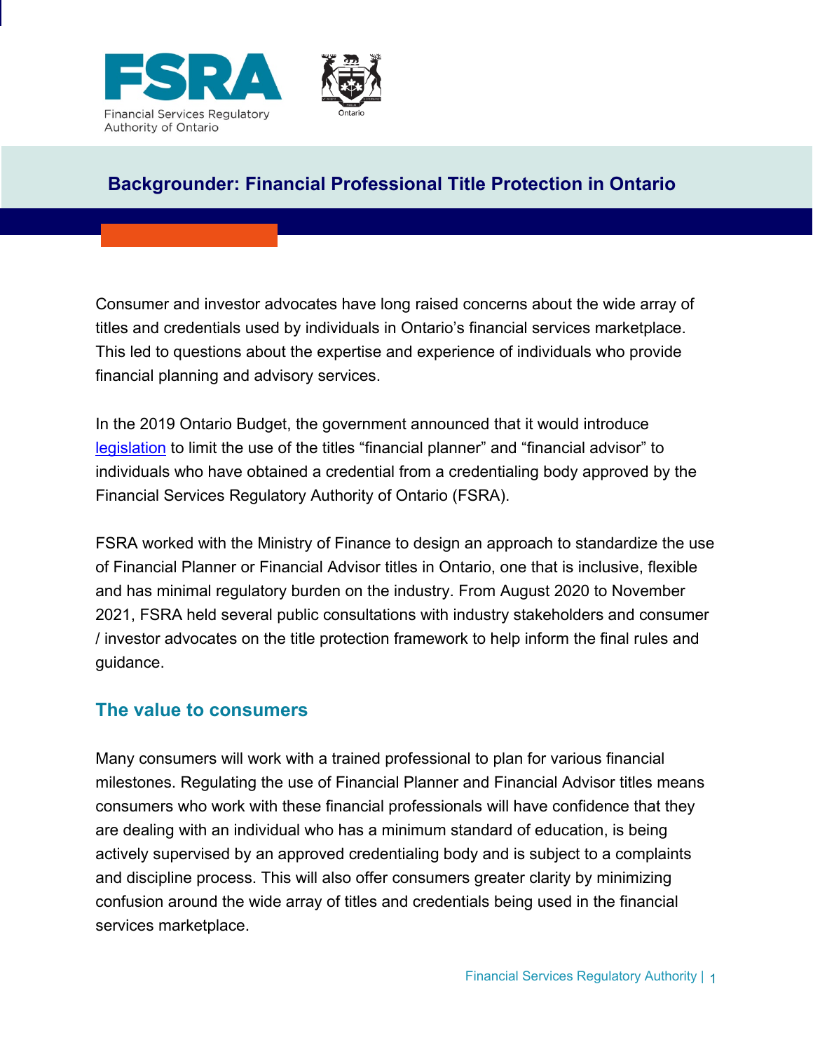# Backgrounder: Financial Professional Title Protection in Ontario

Consumer and investor advocates have long raised concerns about the wide array of titles and credentials used by individuals in Ontario's financial services marketplace. This led to questions about the expertise and experience of individuals who provide financial planning and advisory services.

In the 2019 Ontario Budget, the government announced that it would introduce legislation to limit the use of the titles "financial planner" and "financial advisor" to individuals who have obtained a credential from a credentialing body approved by the Financial Services Regulatory Authority of Ontario (FSRA).

FSRA worked with the Ministry of Finance to design an approach to standardize the use of Financial Planner or Financial Advisor titles in Ontario, one that is inclusive, flexible and has minimal regulatory burden on the industry. From August 2020 to November 2021, FSRA held several public consultations with industry stakeholders and consumer / investor advocates on the title protection framework to help inform the final rules and guidance.

## The value to consumers

Many consumers will work with a trained professional to plan for various financial milestones. Regulating the use of Financial Planner and Financial Advisor titles means consumers who work with these financial professionals will have confidence that they are dealing with an individual who has a minimum standard of education, is being actively supervised by an approved credentialing body and is subject to a complaints and discipline process. This will also offer consumers greater clarity by minimizing confusion around the wide array of titles and credentials being used in the financial services marketplace.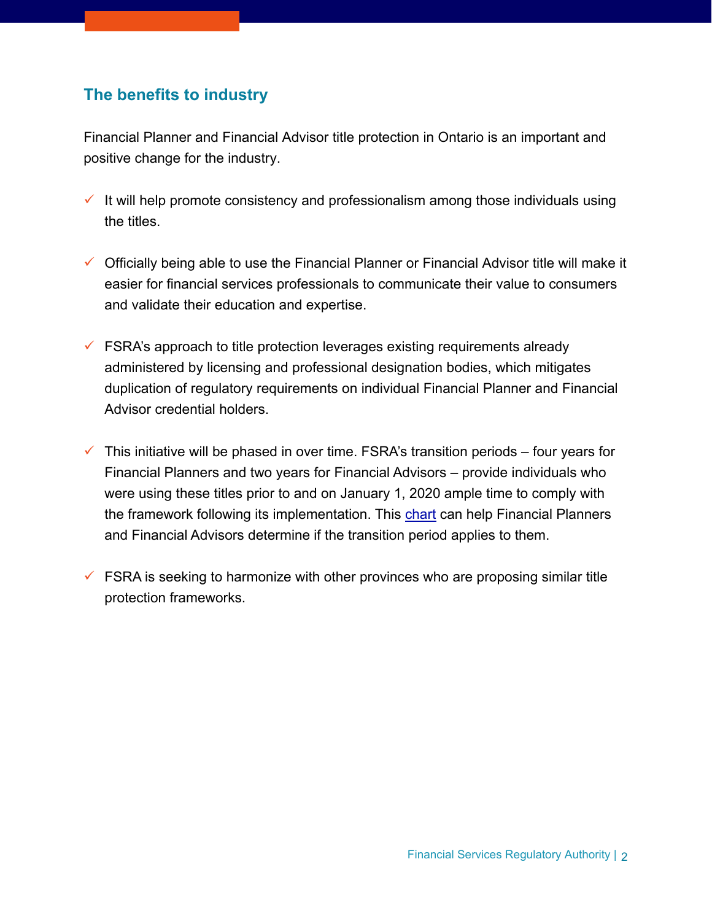## The benefits to industry

Financial Planner and Financial Advisor title protection in Ontario is an important and positive change for the industry.

- ✓ It will help promote consistency and professionalism among those individuals using the titles.
- ✓ Officially being able to use the Financial Planner or Financial Advisor title will make it easier for financial services professionals to communicate their value to consumers and validate their education and expertise.
- ✓ FSRA's approach to title protection leverages existing requirements already administered by licensing and professional designation bodies, which mitigates duplication of regulatory requirements on individual Financial Planner and Financial Advisor credential holders.
- ✓ This initiative will be phased in over time. FSRA's transition periods – four years for Financial Planners and two years for Financial Advisors – provide individuals who were using these titles prior to and on January 1, 2020 ample time to comply with the framework following its implementation. This chart can help Financial Planners and Financial Advisors determine if the transition period applies to them.
- ✓ FSRA is seeking to harmonize with other provinces who are proposing similar title protection frameworks.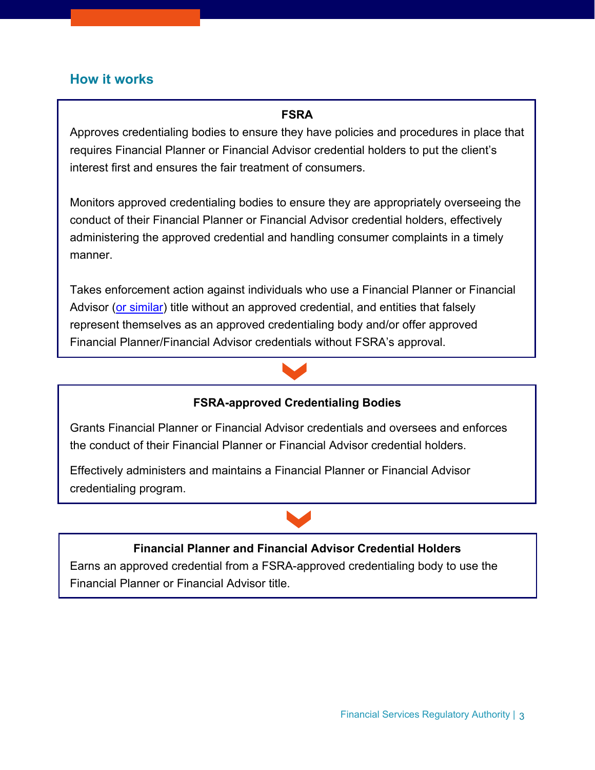## How it works

**FSRA**

Approves credentialing bodies to ensure they have policies and procedures in place that requires Financial Planner or Financial Advisor credential holders to put the client's interest first and ensures the fair treatment of consumers.

Monitors approved credentialing bodies to ensure they are appropriately overseeing the conduct of their Financial Planner or Financial Advisor credential holders, effectively administering the approved credential and handling consumer complaints in a timely manner.

Takes enforcement action against individuals who use a Financial Planner or Financial Advisor (or similar) title without an approved credential, and entities that falsely represent themselves as an approved credentialing body and/or offer approved Financial Planner/Financial Advisor credentials without FSRA's approval.

**FSRA-approved Credentialing Bodies**

Grants Financial Planner or Financial Advisor credentials and oversees and enforces the conduct of their Financial Planner or Financial Advisor credential holders.

Effectively administers and maintains a Financial Planner or Financial Advisor credentialing program.

**Financial Planner and Financial Advisor Credential Holders**

Earns an approved credential from a FSRA-approved credentialing body to use the Financial Planner or Financial Advisor title.